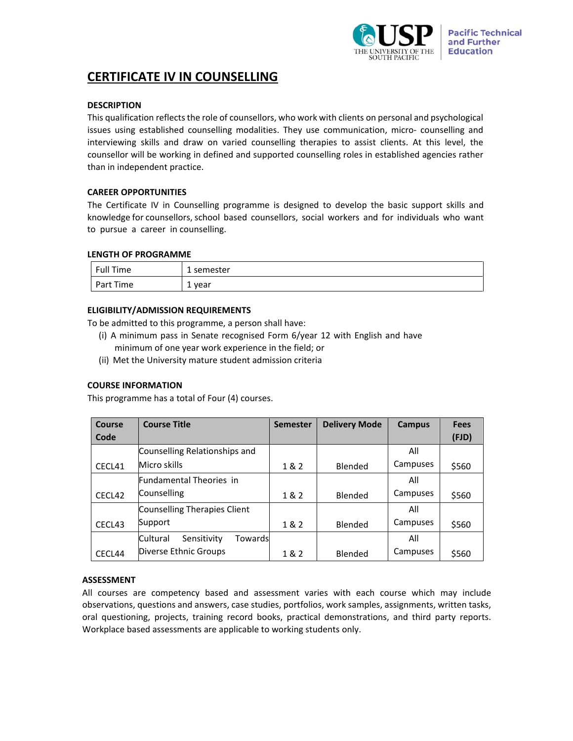# CERTIFICATE IV IN COUNSELLING

### DESCRIPTION

This qualification reflects the role of counsellors, who work with clients on personal and psychological issues using established counselling modalities. They use communication, micro- counselling and interviewing skills and draw on varied counselling therapies to assist clients. At this level, the counsellor will be working in defined and supported counselling roles in established agencies rather than in independent practice.

### CAREER OPPORTUNITIES

The Certificate IV in Counselling programme is designed to develop the basic support skills and knowledge for counsellors, school based counsellors, social workers and for individuals who want to pursue a career in counselling.

### LENGTH OF PROGRAMME

| | |
|---|---|
| Full Time | 1 semester |
| Part Time | 1 year |

### ELIGIBILITY/ADMISSION REQUIREMENTS

To be admitted to this programme, a person shall have:

(i) A minimum pass in Senate recognised Form 6/year 12 with English and have minimum of one year work experience in the field; or

(ii) Met the University mature student admission criteria

### COURSE INFORMATION

This programme has a total of Four (4) courses.

| Course Code | Course Title | Semester | Delivery Mode | Campus | Fees (FJD) |
|---|---|---|---|---|---|
| CECL41 | Counselling Relationships and Micro skills | 1 & 2 | Blended | All Campuses | $560 |
| CECL42 | Fundamental Theories in Counselling | 1 & 2 | Blended | All Campuses | $560 |
| CECL43 | Counselling Therapies Client Support | 1 & 2 | Blended | All Campuses | $560 |
| CECL44 | Cultural Sensitivity Towards Diverse Ethnic Groups | 1 & 2 | Blended | All Campuses | $560 |

### ASSESSMENT

All courses are competency based and assessment varies with each course which may include observations, questions and answers, case studies, portfolios, work samples, assignments, written tasks, oral questioning, projects, training record books, practical demonstrations, and third party reports. Workplace based assessments are applicable to working students only.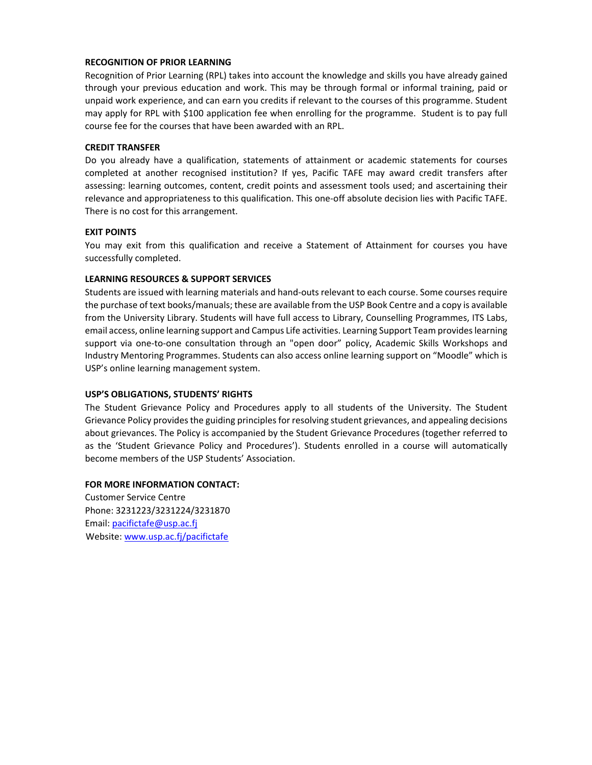**RECOGNITION OF PRIOR LEARNING**

Recognition of Prior Learning (RPL) takes into account the knowledge and skills you have already gained through your previous education and work. This may be through formal or informal training, paid or unpaid work experience, and can earn you credits if relevant to the courses of this programme. Student may apply for RPL with $100 application fee when enrolling for the programme. Student is to pay full course fee for the courses that have been awarded with an RPL.

**CREDIT TRANSFER**

Do you already have a qualification, statements of attainment or academic statements for courses completed at another recognised institution? If yes, Pacific TAFE may award credit transfers after assessing: learning outcomes, content, credit points and assessment tools used; and ascertaining their relevance and appropriateness to this qualification. This one-off absolute decision lies with Pacific TAFE. There is no cost for this arrangement.

**EXIT POINTS**

You may exit from this qualification and receive a Statement of Attainment for courses you have successfully completed.

**LEARNING RESOURCES & SUPPORT SERVICES**

Students are issued with learning materials and hand-outs relevant to each course. Some courses require the purchase of text books/manuals; these are available from the USP Book Centre and a copy is available from the University Library. Students will have full access to Library, Counselling Programmes, ITS Labs, email access, online learning support and Campus Life activities. Learning Support Team provides learning support via one-to-one consultation through an "open door" policy, Academic Skills Workshops and Industry Mentoring Programmes. Students can also access online learning support on "Moodle" which is USP's online learning management system.

**USP'S OBLIGATIONS, STUDENTS' RIGHTS**

The Student Grievance Policy and Procedures apply to all students of the University. The Student Grievance Policy provides the guiding principles for resolving student grievances, and appealing decisions about grievances. The Policy is accompanied by the Student Grievance Procedures (together referred to as the 'Student Grievance Policy and Procedures'). Students enrolled in a course will automatically become members of the USP Students' Association.

**FOR MORE INFORMATION CONTACT:**

Customer Service Centre
Phone: 3231223/3231224/3231870
Email: pacifictafe@usp.ac.fj
Website: www.usp.ac.fj/pacifictafe